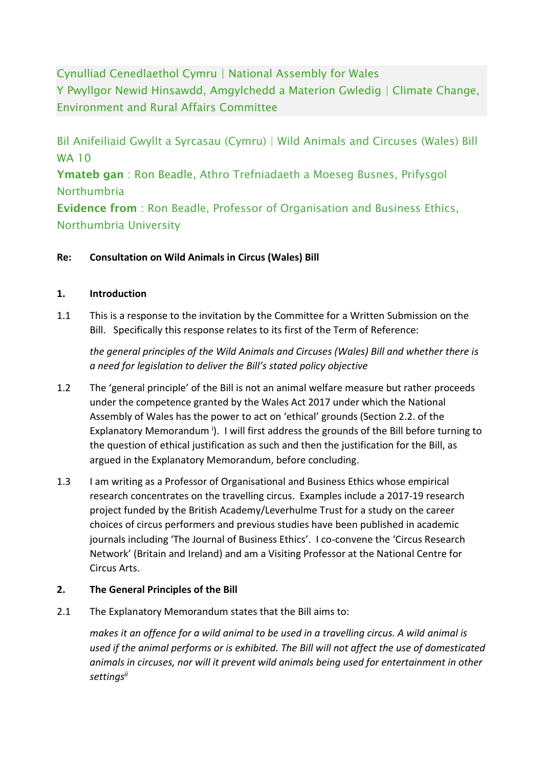Cynulliad Cenedlaethol Cymru | National Assembly for Wales
Y Pwyllgor Newid Hinsawdd, Amgylchedd a Materion Gwledig | Climate Change, Environment and Rural Affairs Committee

Bil Anifeiliaid Gwyllt a Syrcasau (Cymru) | Wild Animals and Circuses (Wales) Bill
WA 10

**Ymateb gan** : Ron Beadle, Athro Trefniadaeth a Moeseg Busnes, Prifysgol Northumbria

**Evidence from** : Ron Beadle, Professor of Organisation and Business Ethics, Northumbria University

**Re: Consultation on Wild Animals in Circus (Wales) Bill**

## 1. Introduction

1.1 This is a response to the invitation by the Committee for a Written Submission on the Bill. Specifically this response relates to its first of the Term of Reference:

*the general principles of the Wild Animals and Circuses (Wales) Bill and whether there is a need for legislation to deliver the Bill's stated policy objective*

1.2 The 'general principle' of the Bill is not an animal welfare measure but rather proceeds under the competence granted by the Wales Act 2017 under which the National Assembly of Wales has the power to act on 'ethical' grounds (Section 2.2. of the Explanatory Memorandum [i]). I will first address the grounds of the Bill before turning to the question of ethical justification as such and then the justification for the Bill, as argued in the Explanatory Memorandum, before concluding.

1.3 I am writing as a Professor of Organisational and Business Ethics whose empirical research concentrates on the travelling circus. Examples include a 2017-19 research project funded by the British Academy/Leverhulme Trust for a study on the career choices of circus performers and previous studies have been published in academic journals including 'The Journal of Business Ethics'. I co-convene the 'Circus Research Network' (Britain and Ireland) and am a Visiting Professor at the National Centre for Circus Arts.

## 2. The General Principles of the Bill

2.1 The Explanatory Memorandum states that the Bill aims to:

*makes it an offence for a wild animal to be used in a travelling circus. A wild animal is used if the animal performs or is exhibited. The Bill will not affect the use of domesticated animals in circuses, nor will it prevent wild animals being used for entertainment in other settings*[ii]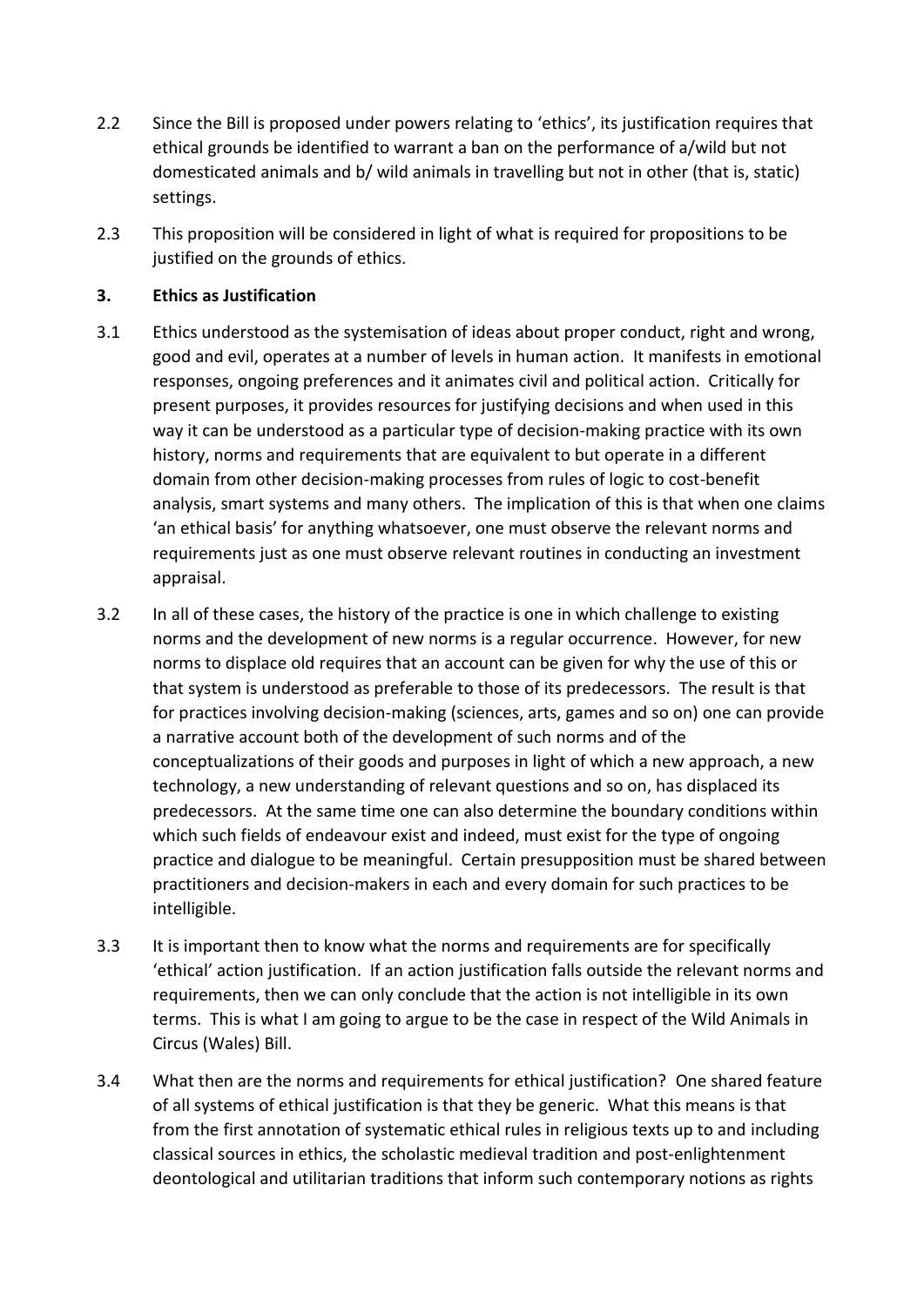2.2 Since the Bill is proposed under powers relating to 'ethics', its justification requires that ethical grounds be identified to warrant a ban on the performance of a/wild but not domesticated animals and b/ wild animals in travelling but not in other (that is, static) settings.

2.3 This proposition will be considered in light of what is required for propositions to be justified on the grounds of ethics.

## 3. Ethics as Justification

3.1 Ethics understood as the systemisation of ideas about proper conduct, right and wrong, good and evil, operates at a number of levels in human action. It manifests in emotional responses, ongoing preferences and it animates civil and political action. Critically for present purposes, it provides resources for justifying decisions and when used in this way it can be understood as a particular type of decision-making practice with its own history, norms and requirements that are equivalent to but operate in a different domain from other decision-making processes from rules of logic to cost-benefit analysis, smart systems and many others. The implication of this is that when one claims 'an ethical basis' for anything whatsoever, one must observe the relevant norms and requirements just as one must observe relevant routines in conducting an investment appraisal.

3.2 In all of these cases, the history of the practice is one in which challenge to existing norms and the development of new norms is a regular occurrence. However, for new norms to displace old requires that an account can be given for why the use of this or that system is understood as preferable to those of its predecessors. The result is that for practices involving decision-making (sciences, arts, games and so on) one can provide a narrative account both of the development of such norms and of the conceptualizations of their goods and purposes in light of which a new approach, a new technology, a new understanding of relevant questions and so on, has displaced its predecessors. At the same time one can also determine the boundary conditions within which such fields of endeavour exist and indeed, must exist for the type of ongoing practice and dialogue to be meaningful. Certain presupposition must be shared between practitioners and decision-makers in each and every domain for such practices to be intelligible.

3.3 It is important then to know what the norms and requirements are for specifically 'ethical' action justification. If an action justification falls outside the relevant norms and requirements, then we can only conclude that the action is not intelligible in its own terms. This is what I am going to argue to be the case in respect of the Wild Animals in Circus (Wales) Bill.

3.4 What then are the norms and requirements for ethical justification? One shared feature of all systems of ethical justification is that they be generic. What this means is that from the first annotation of systematic ethical rules in religious texts up to and including classical sources in ethics, the scholastic medieval tradition and post-enlightenment deontological and utilitarian traditions that inform such contemporary notions as rights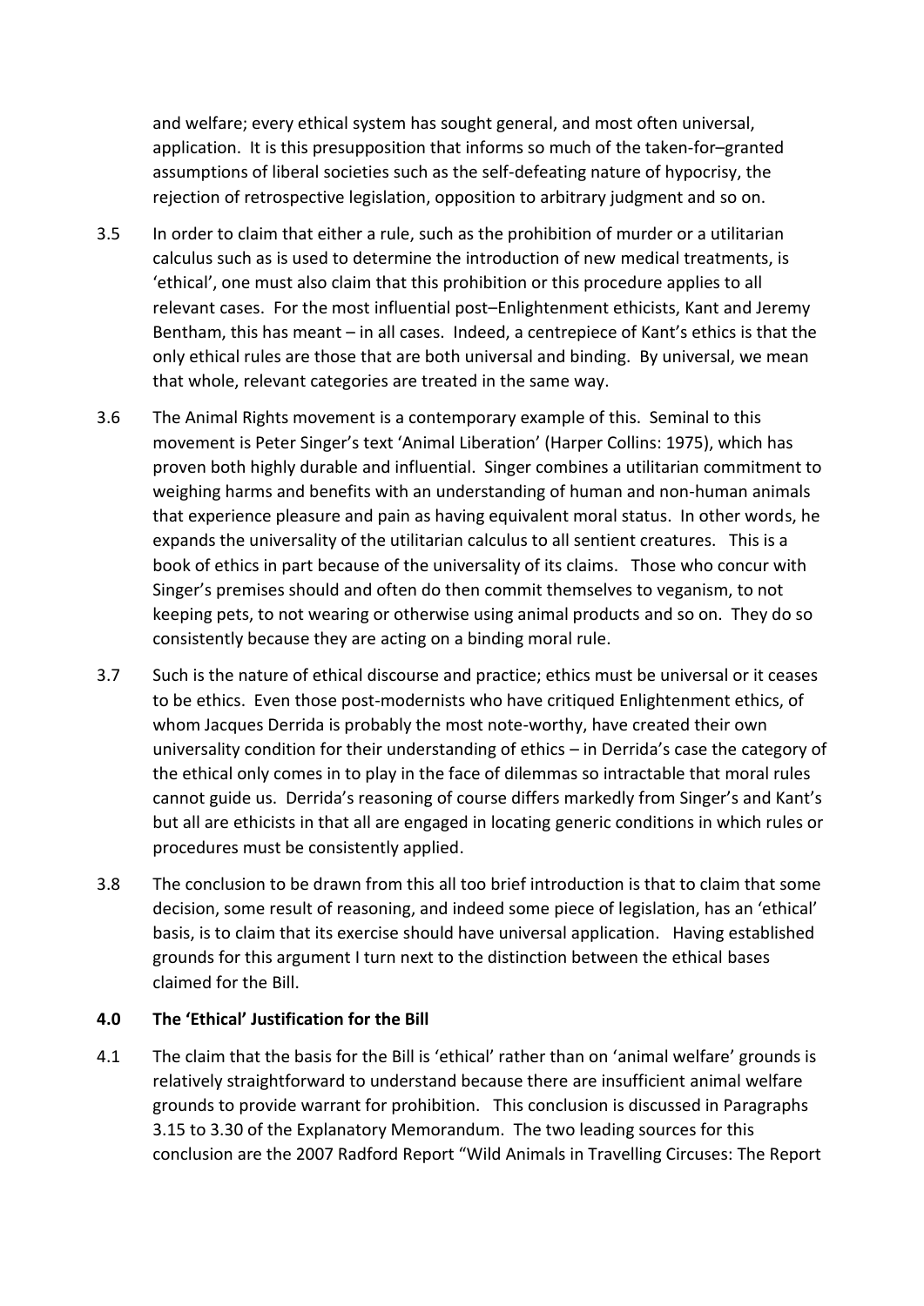and welfare; every ethical system has sought general, and most often universal, application. It is this presupposition that informs so much of the taken-for–granted assumptions of liberal societies such as the self-defeating nature of hypocrisy, the rejection of retrospective legislation, opposition to arbitrary judgment and so on.

3.5 In order to claim that either a rule, such as the prohibition of murder or a utilitarian calculus such as is used to determine the introduction of new medical treatments, is 'ethical', one must also claim that this prohibition or this procedure applies to all relevant cases. For the most influential post–Enlightenment ethicists, Kant and Jeremy Bentham, this has meant – in all cases. Indeed, a centrepiece of Kant's ethics is that the only ethical rules are those that are both universal and binding. By universal, we mean that whole, relevant categories are treated in the same way.

3.6 The Animal Rights movement is a contemporary example of this. Seminal to this movement is Peter Singer's text 'Animal Liberation' (Harper Collins: 1975), which has proven both highly durable and influential. Singer combines a utilitarian commitment to weighing harms and benefits with an understanding of human and non-human animals that experience pleasure and pain as having equivalent moral status. In other words, he expands the universality of the utilitarian calculus to all sentient creatures. This is a book of ethics in part because of the universality of its claims. Those who concur with Singer's premises should and often do then commit themselves to veganism, to not keeping pets, to not wearing or otherwise using animal products and so on. They do so consistently because they are acting on a binding moral rule.

3.7 Such is the nature of ethical discourse and practice; ethics must be universal or it ceases to be ethics. Even those post-modernists who have critiqued Enlightenment ethics, of whom Jacques Derrida is probably the most note-worthy, have created their own universality condition for their understanding of ethics – in Derrida's case the category of the ethical only comes in to play in the face of dilemmas so intractable that moral rules cannot guide us. Derrida's reasoning of course differs markedly from Singer's and Kant's but all are ethicists in that all are engaged in locating generic conditions in which rules or procedures must be consistently applied.

3.8 The conclusion to be drawn from this all too brief introduction is that to claim that some decision, some result of reasoning, and indeed some piece of legislation, has an 'ethical' basis, is to claim that its exercise should have universal application. Having established grounds for this argument I turn next to the distinction between the ethical bases claimed for the Bill.

## 4.0 The 'Ethical' Justification for the Bill

4.1 The claim that the basis for the Bill is 'ethical' rather than on 'animal welfare' grounds is relatively straightforward to understand because there are insufficient animal welfare grounds to provide warrant for prohibition. This conclusion is discussed in Paragraphs 3.15 to 3.30 of the Explanatory Memorandum. The two leading sources for this conclusion are the 2007 Radford Report "Wild Animals in Travelling Circuses: The Report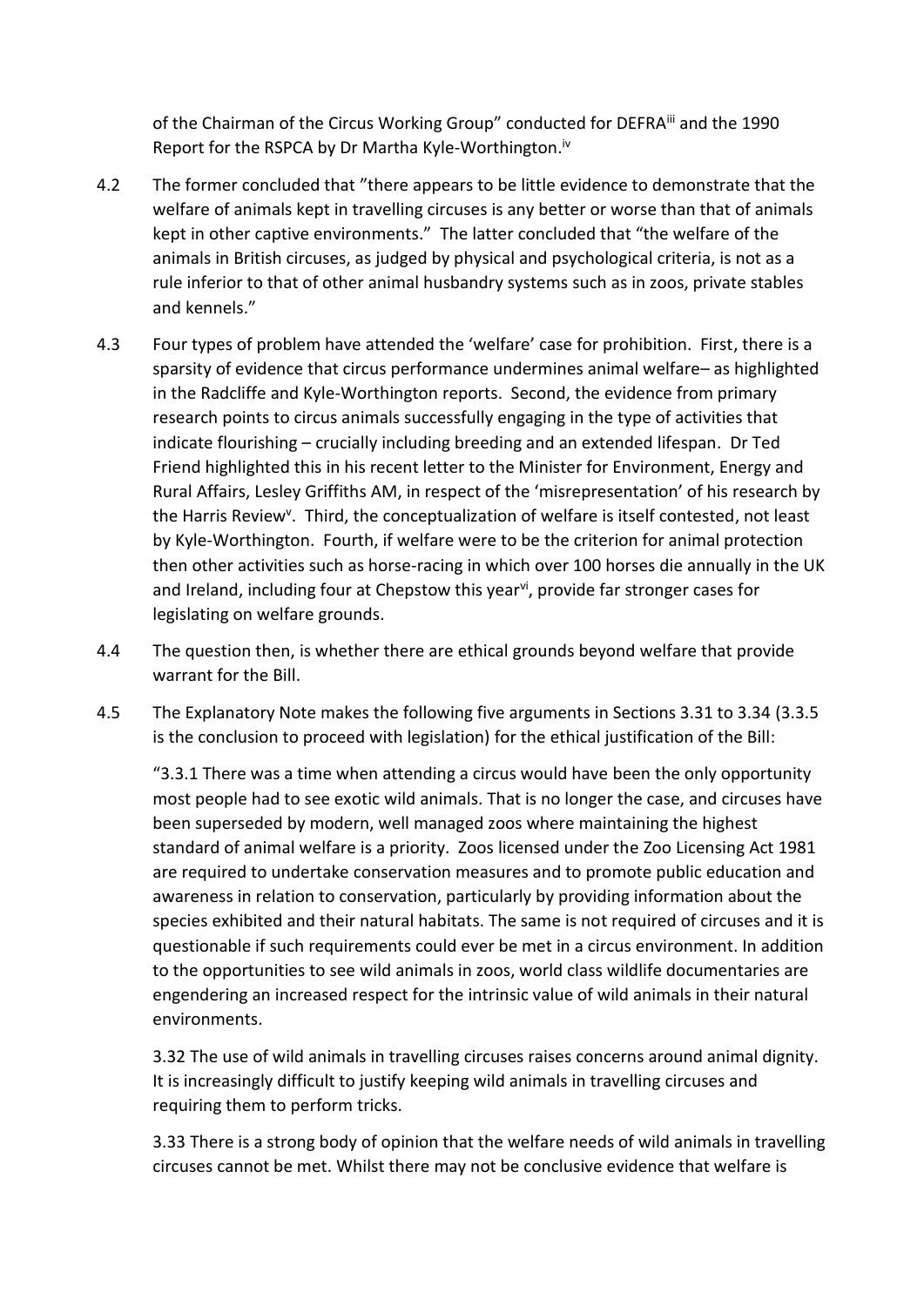of the Chairman of the Circus Working Group" conducted for DEFRA[iii] and the 1990 Report for the RSPCA by Dr Martha Kyle-Worthington.[iv]

4.2 The former concluded that "there appears to be little evidence to demonstrate that the welfare of animals kept in travelling circuses is any better or worse than that of animals kept in other captive environments." The latter concluded that "the welfare of the animals in British circuses, as judged by physical and psychological criteria, is not as a rule inferior to that of other animal husbandry systems such as in zoos, private stables and kennels."

4.3 Four types of problem have attended the 'welfare' case for prohibition. First, there is a sparsity of evidence that circus performance undermines animal welfare– as highlighted in the Radcliffe and Kyle-Worthington reports. Second, the evidence from primary research points to circus animals successfully engaging in the type of activities that indicate flourishing – crucially including breeding and an extended lifespan. Dr Ted Friend highlighted this in his recent letter to the Minister for Environment, Energy and Rural Affairs, Lesley Griffiths AM, in respect of the 'misrepresentation' of his research by the Harris Review[v]. Third, the conceptualization of welfare is itself contested, not least by Kyle-Worthington. Fourth, if welfare were to be the criterion for animal protection then other activities such as horse-racing in which over 100 horses die annually in the UK and Ireland, including four at Chepstow this year[vi], provide far stronger cases for legislating on welfare grounds.

4.4 The question then, is whether there are ethical grounds beyond welfare that provide warrant for the Bill.

4.5 The Explanatory Note makes the following five arguments in Sections 3.31 to 3.34 (3.3.5 is the conclusion to proceed with legislation) for the ethical justification of the Bill:

"3.3.1 There was a time when attending a circus would have been the only opportunity most people had to see exotic wild animals. That is no longer the case, and circuses have been superseded by modern, well managed zoos where maintaining the highest standard of animal welfare is a priority. Zoos licensed under the Zoo Licensing Act 1981 are required to undertake conservation measures and to promote public education and awareness in relation to conservation, particularly by providing information about the species exhibited and their natural habitats. The same is not required of circuses and it is questionable if such requirements could ever be met in a circus environment. In addition to the opportunities to see wild animals in zoos, world class wildlife documentaries are engendering an increased respect for the intrinsic value of wild animals in their natural environments.

3.32 The use of wild animals in travelling circuses raises concerns around animal dignity. It is increasingly difficult to justify keeping wild animals in travelling circuses and requiring them to perform tricks.

3.33 There is a strong body of opinion that the welfare needs of wild animals in travelling circuses cannot be met. Whilst there may not be conclusive evidence that welfare is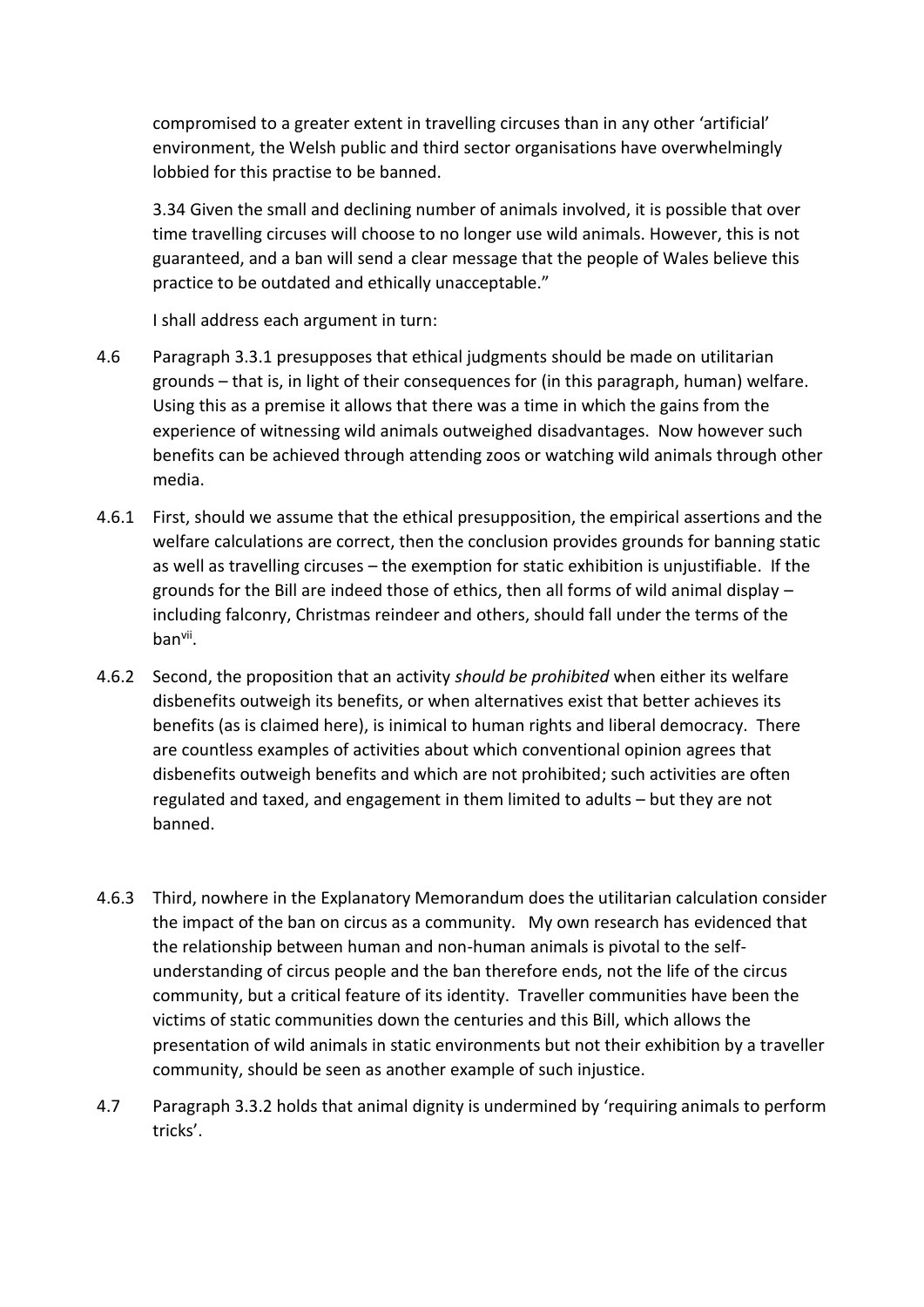compromised to a greater extent in travelling circuses than in any other 'artificial' environment, the Welsh public and third sector organisations have overwhelmingly lobbied for this practise to be banned.

3.34 Given the small and declining number of animals involved, it is possible that over time travelling circuses will choose to no longer use wild animals. However, this is not guaranteed, and a ban will send a clear message that the people of Wales believe this practice to be outdated and ethically unacceptable."

I shall address each argument in turn:

4.6 Paragraph 3.3.1 presupposes that ethical judgments should be made on utilitarian grounds – that is, in light of their consequences for (in this paragraph, human) welfare. Using this as a premise it allows that there was a time in which the gains from the experience of witnessing wild animals outweighed disadvantages. Now however such benefits can be achieved through attending zoos or watching wild animals through other media.

4.6.1 First, should we assume that the ethical presupposition, the empirical assertions and the welfare calculations are correct, then the conclusion provides grounds for banning static as well as travelling circuses – the exemption for static exhibition is unjustifiable. If the grounds for the Bill are indeed those of ethics, then all forms of wild animal display – including falconry, Christmas reindeer and others, should fall under the terms of the ban[vii].

4.6.2 Second, the proposition that an activity *should be prohibited* when either its welfare disbenefits outweigh its benefits, or when alternatives exist that better achieves its benefits (as is claimed here), is inimical to human rights and liberal democracy. There are countless examples of activities about which conventional opinion agrees that disbenefits outweigh benefits and which are not prohibited; such activities are often regulated and taxed, and engagement in them limited to adults – but they are not banned.

4.6.3 Third, nowhere in the Explanatory Memorandum does the utilitarian calculation consider the impact of the ban on circus as a community. My own research has evidenced that the relationship between human and non-human animals is pivotal to the self-understanding of circus people and the ban therefore ends, not the life of the circus community, but a critical feature of its identity. Traveller communities have been the victims of static communities down the centuries and this Bill, which allows the presentation of wild animals in static environments but not their exhibition by a traveller community, should be seen as another example of such injustice.

4.7 Paragraph 3.3.2 holds that animal dignity is undermined by 'requiring animals to perform tricks'.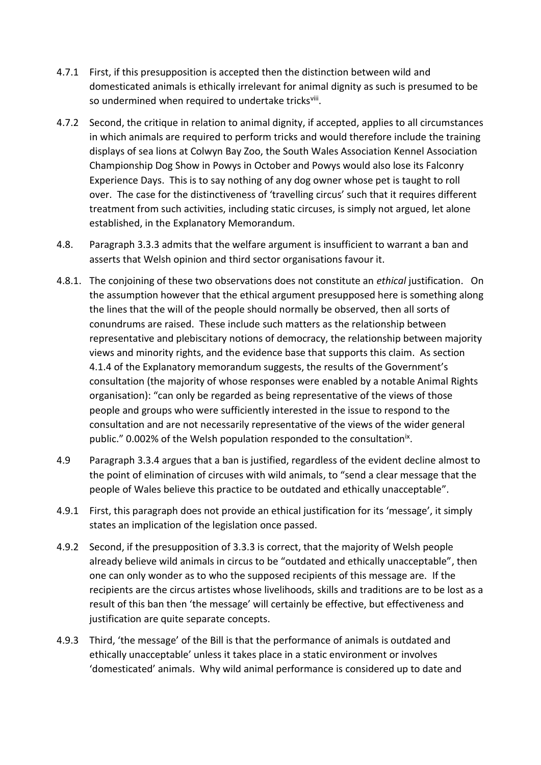4.7.1 First, if this presupposition is accepted then the distinction between wild and domesticated animals is ethically irrelevant for animal dignity as such is presumed to be so undermined when required to undertake tricks[viii].

4.7.2 Second, the critique in relation to animal dignity, if accepted, applies to all circumstances in which animals are required to perform tricks and would therefore include the training displays of sea lions at Colwyn Bay Zoo, the South Wales Association Kennel Association Championship Dog Show in Powys in October and Powys would also lose its Falconry Experience Days. This is to say nothing of any dog owner whose pet is taught to roll over. The case for the distinctiveness of 'travelling circus' such that it requires different treatment from such activities, including static circuses, is simply not argued, let alone established, in the Explanatory Memorandum.

4.8. Paragraph 3.3.3 admits that the welfare argument is insufficient to warrant a ban and asserts that Welsh opinion and third sector organisations favour it.

4.8.1. The conjoining of these two observations does not constitute an *ethical* justification. On the assumption however that the ethical argument presupposed here is something along the lines that the will of the people should normally be observed, then all sorts of conundrums are raised. These include such matters as the relationship between representative and plebiscitary notions of democracy, the relationship between majority views and minority rights, and the evidence base that supports this claim. As section 4.1.4 of the Explanatory memorandum suggests, the results of the Government's consultation (the majority of whose responses were enabled by a notable Animal Rights organisation): "can only be regarded as being representative of the views of those people and groups who were sufficiently interested in the issue to respond to the consultation and are not necessarily representative of the views of the wider general public." 0.002% of the Welsh population responded to the consultation[ix].

4.9 Paragraph 3.3.4 argues that a ban is justified, regardless of the evident decline almost to the point of elimination of circuses with wild animals, to "send a clear message that the people of Wales believe this practice to be outdated and ethically unacceptable".

4.9.1 First, this paragraph does not provide an ethical justification for its 'message', it simply states an implication of the legislation once passed.

4.9.2 Second, if the presupposition of 3.3.3 is correct, that the majority of Welsh people already believe wild animals in circus to be "outdated and ethically unacceptable", then one can only wonder as to who the supposed recipients of this message are. If the recipients are the circus artistes whose livelihoods, skills and traditions are to be lost as a result of this ban then 'the message' will certainly be effective, but effectiveness and justification are quite separate concepts.

4.9.3 Third, 'the message' of the Bill is that the performance of animals is outdated and ethically unacceptable' unless it takes place in a static environment or involves 'domesticated' animals. Why wild animal performance is considered up to date and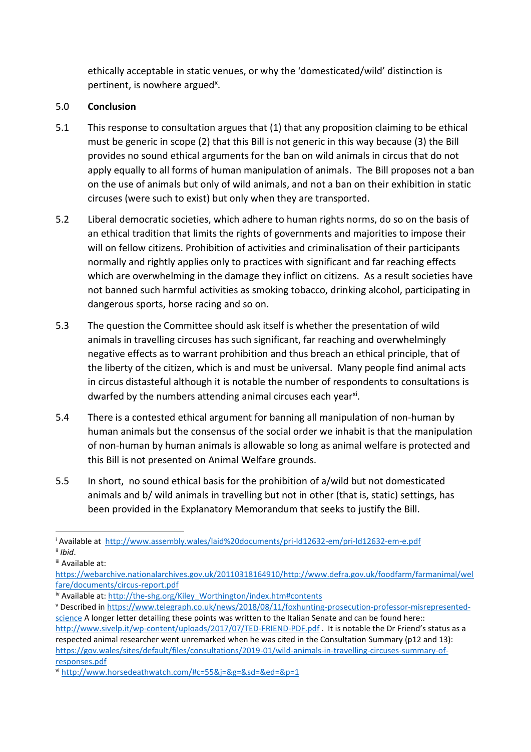ethically acceptable in static venues, or why the 'domesticated/wild' distinction is pertinent, is nowhere argued[x].

## 5.0 Conclusion

5.1 This response to consultation argues that (1) that any proposition claiming to be ethical must be generic in scope (2) that this Bill is not generic in this way because (3) the Bill provides no sound ethical arguments for the ban on wild animals in circus that do not apply equally to all forms of human manipulation of animals. The Bill proposes not a ban on the use of animals but only of wild animals, and not a ban on their exhibition in static circuses (were such to exist) but only when they are transported.

5.2 Liberal democratic societies, which adhere to human rights norms, do so on the basis of an ethical tradition that limits the rights of governments and majorities to impose their will on fellow citizens. Prohibition of activities and criminalisation of their participants normally and rightly applies only to practices with significant and far reaching effects which are overwhelming in the damage they inflict on citizens. As a result societies have not banned such harmful activities as smoking tobacco, drinking alcohol, participating in dangerous sports, horse racing and so on.

5.3 The question the Committee should ask itself is whether the presentation of wild animals in travelling circuses has such significant, far reaching and overwhelmingly negative effects as to warrant prohibition and thus breach an ethical principle, that of the liberty of the citizen, which is and must be universal. Many people find animal acts in circus distasteful although it is notable the number of respondents to consultations is dwarfed by the numbers attending animal circuses each year[xi].

5.4 There is a contested ethical argument for banning all manipulation of non-human by human animals but the consensus of the social order we inhabit is that the manipulation of non-human by human animals is allowable so long as animal welfare is protected and this Bill is not presented on Animal Welfare grounds.

5.5 In short, no sound ethical basis for the prohibition of a/wild but not domesticated animals and b/ wild animals in travelling but not in other (that is, static) settings, has been provided in the Explanatory Memorandum that seeks to justify the Bill.

---

[i] Available at http://www.assembly.wales/laid%20documents/pri-ld12632-em/pri-ld12632-em-e.pdf

[ii] *Ibid*.

[iii] Available at: https://webarchive.nationalarchives.gov.uk/20110318164910/http://www.defra.gov.uk/foodfarm/farmanimal/welfare/documents/circus-report.pdf

[iv] Available at: http://the-shg.org/Kiley_Worthington/index.htm#contents

[v] Described in https://www.telegraph.co.uk/news/2018/08/11/foxhunting-prosecution-professor-misrepresented-science A longer letter detailing these points was written to the Italian Senate and can be found here:: http://www.sivelp.it/wp-content/uploads/2017/07/TED-FRIEND-PDF.pdf . It is notable the Dr Friend's status as a respected animal researcher went unremarked when he was cited in the Consultation Summary (p12 and 13): https://gov.wales/sites/default/files/consultations/2019-01/wild-animals-in-travelling-circuses-summary-of-responses.pdf

[vi] http://www.horsedeathwatch.com/#c=55&j=&g=&sd=&ed=&p=1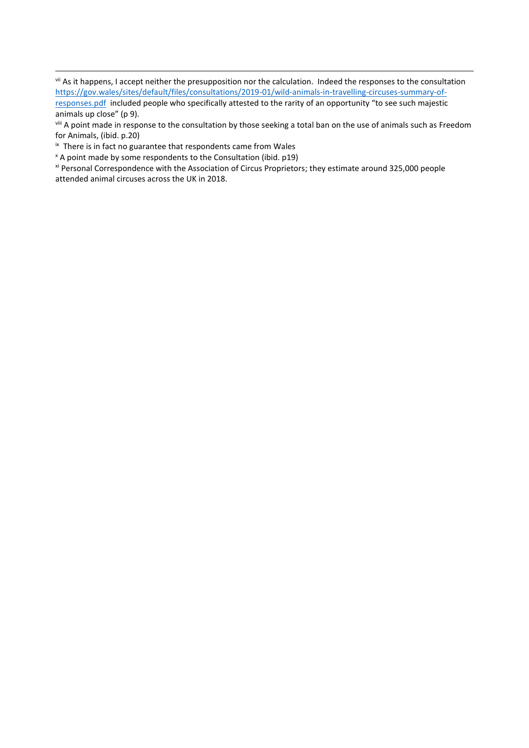[vii] As it happens, I accept neither the presupposition nor the calculation. Indeed the responses to the consultation [https://gov.wales/sites/default/files/consultations/2019-01/wild-animals-in-travelling-circuses-summary-of-responses.pdf](https://gov.wales/sites/default/files/consultations/2019-01/wild-animals-in-travelling-circuses-summary-of-responses.pdf) included people who specifically attested to the rarity of an opportunity "to see such majestic animals up close" (p 9).

[viii] A point made in response to the consultation by those seeking a total ban on the use of animals such as Freedom for Animals, (ibid. p.20)

[ix] There is in fact no guarantee that respondents came from Wales

[x] A point made by some respondents to the Consultation (ibid. p19)

[xi] Personal Correspondence with the Association of Circus Proprietors; they estimate around 325,000 people attended animal circuses across the UK in 2018.